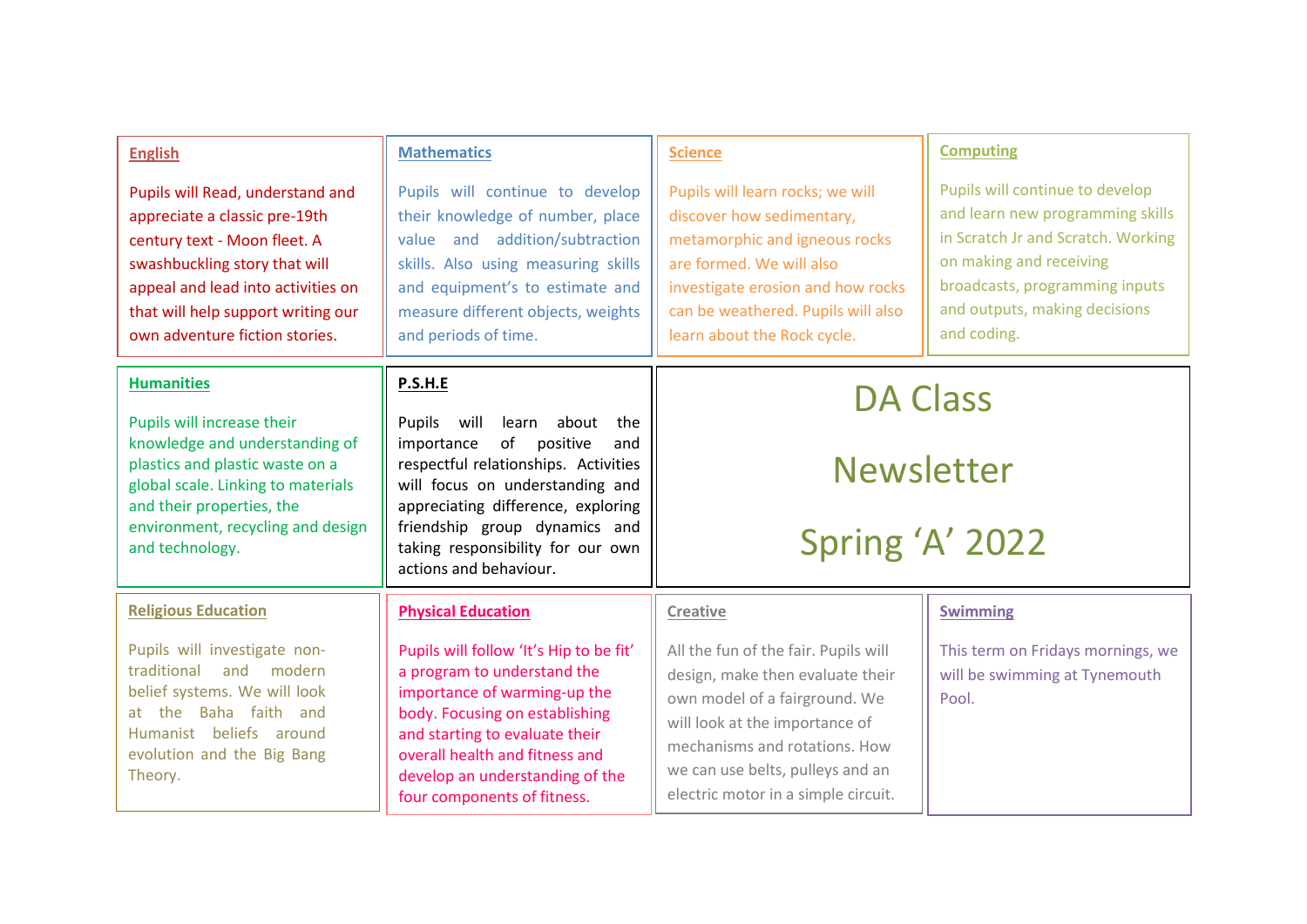# DA Class Newsletter

# Spring 'A' 2022

## English

Pupils will Read, understand and appreciate a classic pre-19th century text - Moon fleet. A swashbuckling story that will appeal and lead into activities on that will help support writing our own adventure fiction stories.

## Mathematics

Pupils will continue to develop their knowledge of number, place value and addition/subtraction skills. Also using measuring skills and equipment's to estimate and measure different objects, weights and periods of time.

## Science

Pupils will learn rocks; we will discover how sedimentary, metamorphic and igneous rocks are formed. We will also investigate erosion and how rocks can be weathered. Pupils will also learn about the Rock cycle.

## Computing

Pupils will continue to develop and learn new programming skills in Scratch Jr and Scratch. Working on making and receiving broadcasts, programming inputs and outputs, making decisions and coding.

## Humanities

Pupils will increase their knowledge and understanding of plastics and plastic waste on a global scale. Linking to materials and their properties, the environment, recycling and design and technology.

## P.S.H.E

Pupils will learn about the importance of positive and respectful relationships. Activities will focus on understanding and appreciating difference, exploring friendship group dynamics and taking responsibility for our own actions and behaviour.

## Religious Education

Pupils will investigate non-traditional and modern belief systems. We will look at the Baha faith and Humanist beliefs around evolution and the Big Bang Theory.

## Physical Education

Pupils will follow 'It's Hip to be fit' a program to understand the importance of warming-up the body. Focusing on establishing and starting to evaluate their overall health and fitness and develop an understanding of the four components of fitness.

## Creative

All the fun of the fair. Pupils will design, make then evaluate their own model of a fairground. We will look at the importance of mechanisms and rotations. How we can use belts, pulleys and an electric motor in a simple circuit.

## Swimming

This term on Fridays mornings, we will be swimming at Tynemouth Pool.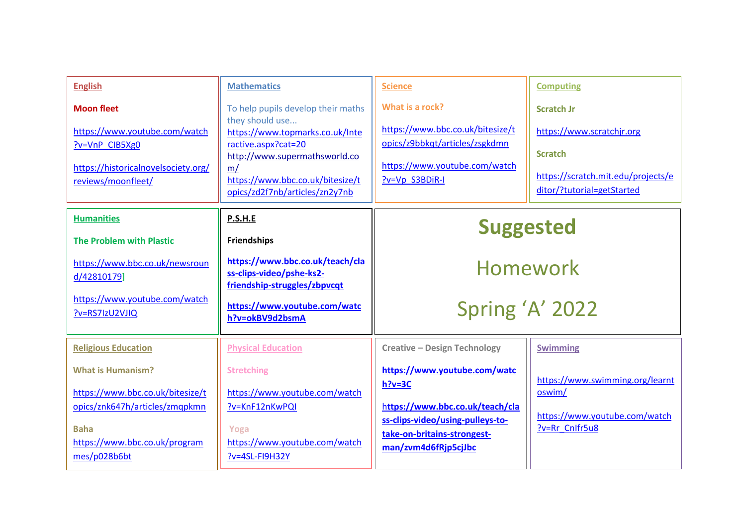# Suggested Homework Spring 'A' 2022

## English

**Moon fleet**

https://www.youtube.com/watch?v=VnP_CIB5Xg0

https://historicalnovelsociety.org/reviews/moonfleet/

## Mathematics

To help pupils develop their maths they should use...
https://www.topmarks.co.uk/Interactive.aspx?cat=20
http://www.supermathsworld.com/
https://www.bbc.co.uk/bitesize/topics/zd2f7nb/articles/zn2y7nb

## Science

**What is a rock?**

https://www.bbc.co.uk/bitesize/topics/z9bbkqt/articles/zsgkdmn

https://www.youtube.com/watch?v=Vp_S3BDiR-I

## Computing

**Scratch Jr**

https://www.scratchjr.org

**Scratch**

https://scratch.mit.edu/projects/editor/?tutorial=getStarted

## Humanities

**The Problem with Plastic**

https://www.bbc.co.uk/newsround/42810179]

https://www.youtube.com/watch?v=RS7IzU2VJIQ

## P.S.H.E

**Friendships**

**https://www.bbc.co.uk/teach/class-clips-video/pshe-ks2-friendship-struggles/zbpvcqt**

**https://www.youtube.com/watch?v=okBV9d2bsmA**

## Religious Education

**What is Humanism?**

https://www.bbc.co.uk/bitesize/topics/znk647h/articles/zmqpkmn

**Baha**

https://www.bbc.co.uk/programmes/p028b6bt

## Physical Education

**Stretching**

https://www.youtube.com/watch?v=KnF12nKwPQI

**Yoga**

https://www.youtube.com/watch?v=4SL-FI9H32Y

## Creative – Design Technology

**https://www.youtube.com/watch?v=3C**

**https://www.bbc.co.uk/teach/class-clips-video/using-pulleys-to-take-on-britains-strongest-man/zvm4d6fRjp5cjJbc**

## Swimming

https://www.swimming.org/learntoswim/

https://www.youtube.com/watch?v=Rr_CnIfr5u8